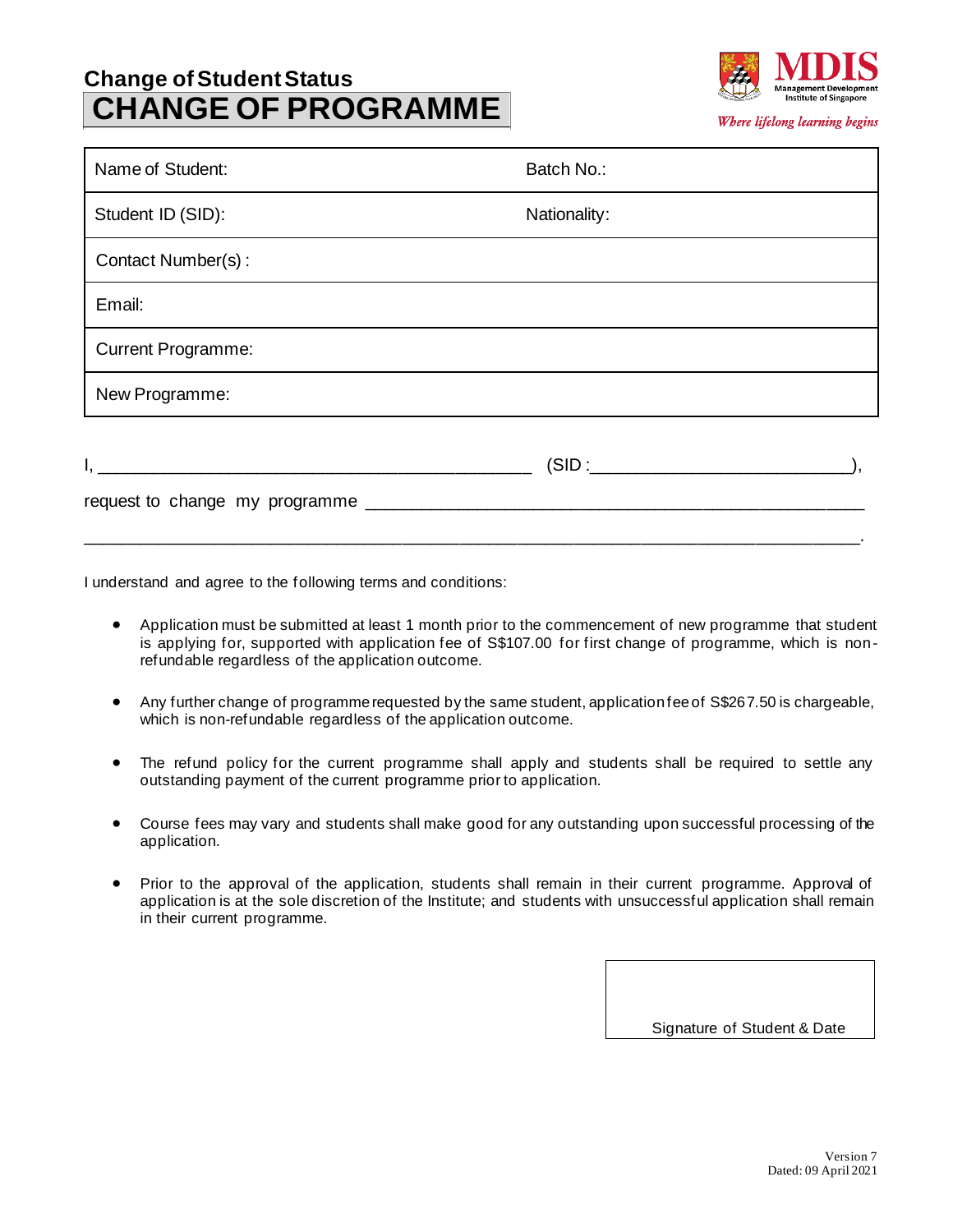## Change of Student Status

# CHANGE OF PROGRAMME

MDIS Management Development Institute of Singapore

*Where lifelong learning begins*

| Name of Student: | Batch No.: |
|---|---|
| Student ID (SID): | Nationality: |
| Contact Number(s) : | |
| Email: | |
| Current Programme: | |
| New Programme: | |

I, _____________________________________________ (SID :__________________________),

request to change my programme ___________________________________________________

__________________________________________________________________________________.

I understand and agree to the following terms and conditions:

- Application must be submitted at least 1 month prior to the commencement of new programme that student is applying for, supported with application fee of S$107.00 for first change of programme, which is non-refundable regardless of the application outcome.

- Any further change of programme requested by the same student, application fee of S$267.50 is chargeable, which is non-refundable regardless of the application outcome.

- The refund policy for the current programme shall apply and students shall be required to settle any outstanding payment of the current programme prior to application.

- Course fees may vary and students shall make good for any outstanding upon successful processing of the application.

- Prior to the approval of the application, students shall remain in their current programme. Approval of application is at the sole discretion of the Institute; and students with unsuccessful application shall remain in their current programme.

| |
|---|
| Signature of Student & Date |

Version 7
Dated: 09 April 2021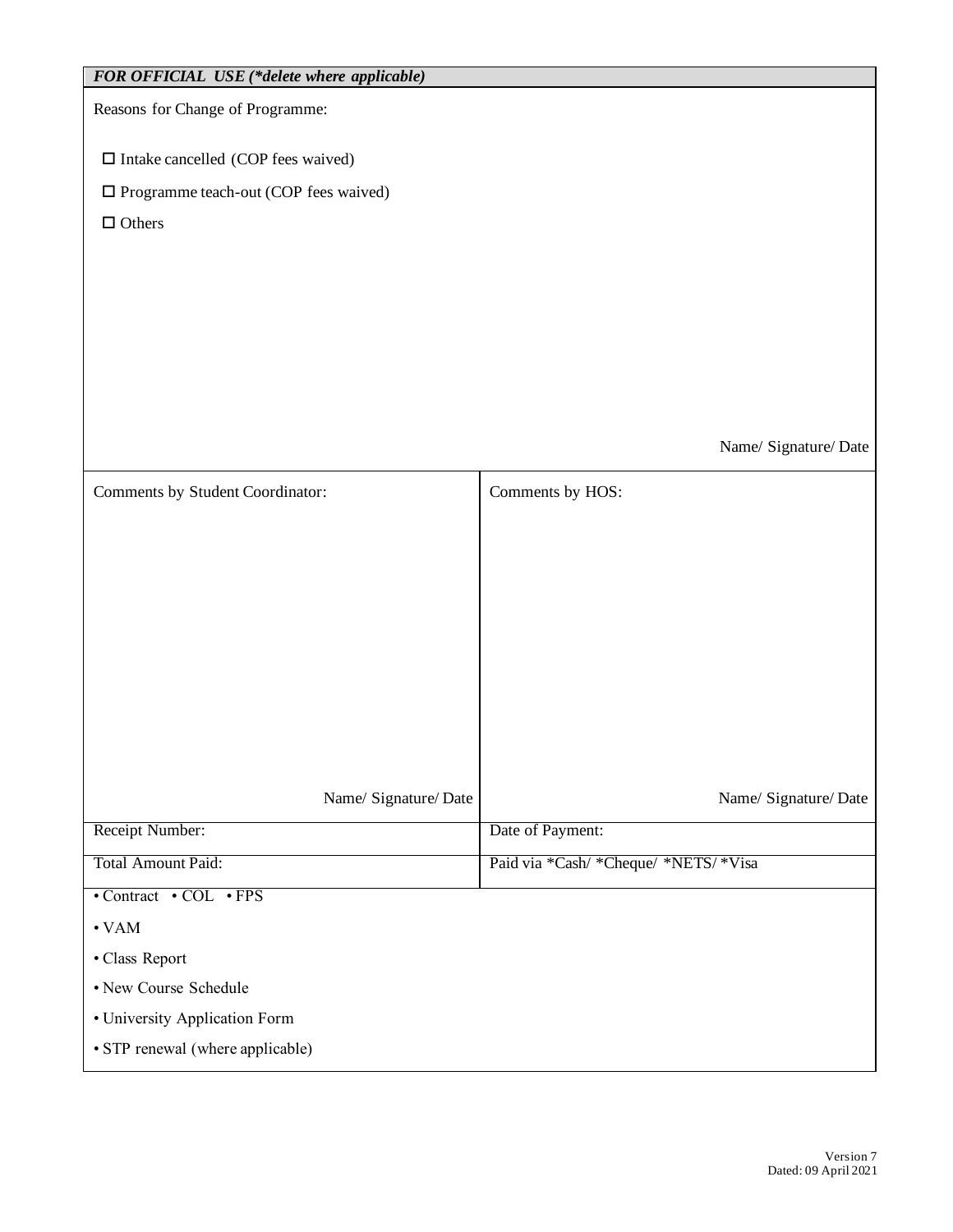***FOR OFFICIAL USE (*delete where applicable)***

Reasons for Change of Programme:

- ☐ Intake cancelled (COP fees waived)
- ☐ Programme teach-out (COP fees waived)
- ☐ Others

Name/ Signature/ Date

| Comments by Student Coordinator: | Comments by HOS: |
| --- | --- |
| Name/ Signature/ Date | Name/ Signature/ Date |
| Receipt Number: | Date of Payment: |
| Total Amount Paid: | Paid via *Cash/ *Cheque/ *NETS/ *Visa |

- Contract • COL • FPS
- VAM
- Class Report
- New Course Schedule
- University Application Form
- STP renewal (where applicable)

Version 7
Dated: 09 April 2021